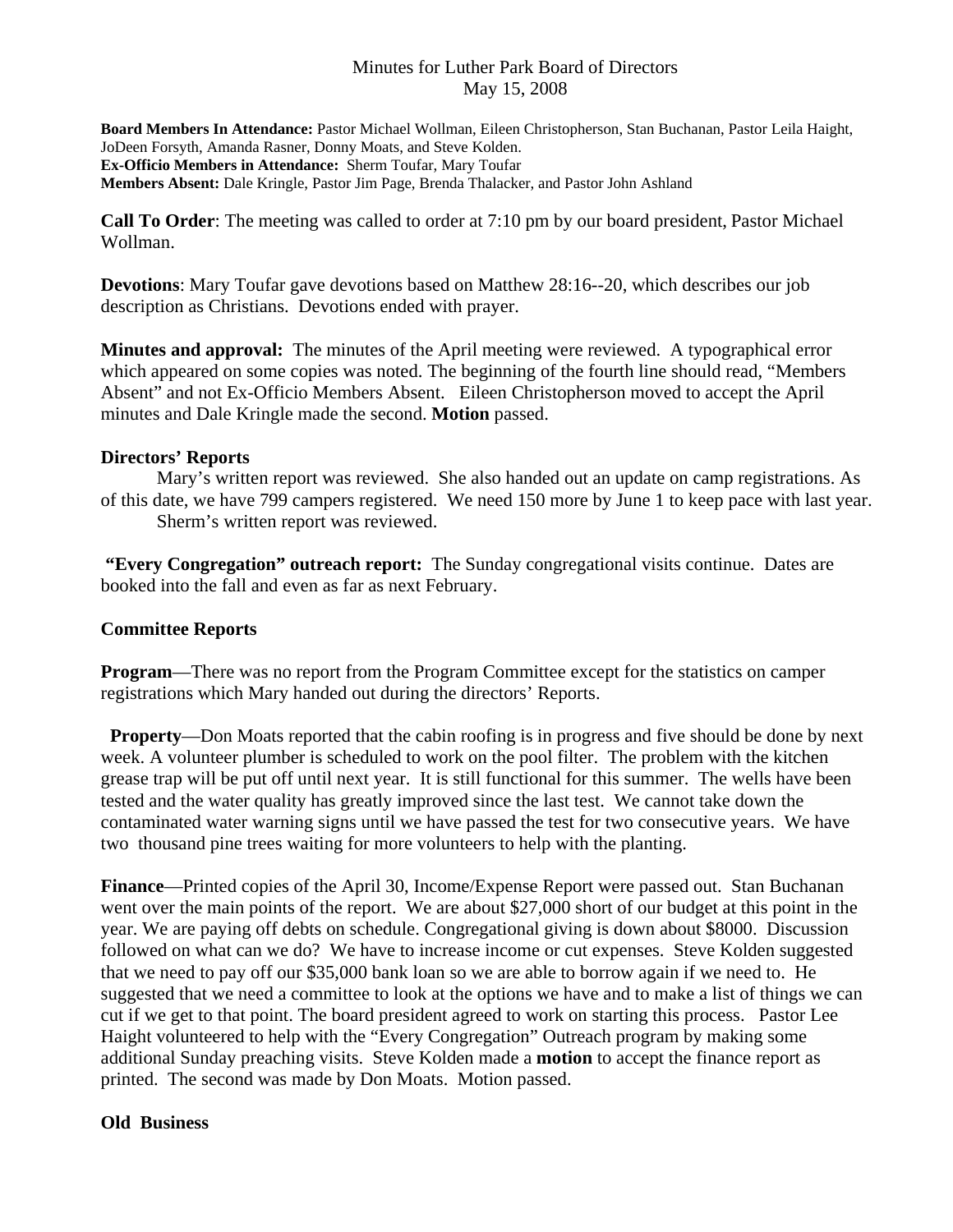# Minutes for Luther Park Board of Directors
## May 15, 2008

**Board Members In Attendance:** Pastor Michael Wollman, Eileen Christopherson, Stan Buchanan, Pastor Leila Haight, JoDeen Forsyth, Amanda Rasner, Donny Moats, and Steve Kolden.
**Ex-Officio Members in Attendance:** Sherm Toufar, Mary Toufar
**Members Absent:** Dale Kringle, Pastor Jim Page, Brenda Thalacker, and Pastor John Ashland

**Call To Order**: The meeting was called to order at 7:10 pm by our board president, Pastor Michael Wollman.

**Devotions**: Mary Toufar gave devotions based on Matthew 28:16--20, which describes our job description as Christians. Devotions ended with prayer.

**Minutes and approval:** The minutes of the April meeting were reviewed. A typographical error which appeared on some copies was noted. The beginning of the fourth line should read, "Members Absent" and not Ex-Officio Members Absent. Eileen Christopherson moved to accept the April minutes and Dale Kringle made the second. **Motion** passed.

**Directors' Reports**

Mary's written report was reviewed. She also handed out an update on camp registrations. As of this date, we have 799 campers registered. We need 150 more by June 1 to keep pace with last year.

Sherm's written report was reviewed.

**"Every Congregation" outreach report:** The Sunday congregational visits continue. Dates are booked into the fall and even as far as next February.

**Committee Reports**

**Program**—There was no report from the Program Committee except for the statistics on camper registrations which Mary handed out during the directors' Reports.

**Property**—Don Moats reported that the cabin roofing is in progress and five should be done by next week. A volunteer plumber is scheduled to work on the pool filter. The problem with the kitchen grease trap will be put off until next year. It is still functional for this summer. The wells have been tested and the water quality has greatly improved since the last test. We cannot take down the contaminated water warning signs until we have passed the test for two consecutive years. We have two thousand pine trees waiting for more volunteers to help with the planting.

**Finance**—Printed copies of the April 30, Income/Expense Report were passed out. Stan Buchanan went over the main points of the report. We are about $27,000 short of our budget at this point in the year. We are paying off debts on schedule. Congregational giving is down about $8000. Discussion followed on what can we do? We have to increase income or cut expenses. Steve Kolden suggested that we need to pay off our $35,000 bank loan so we are able to borrow again if we need to. He suggested that we need a committee to look at the options we have and to make a list of things we can cut if we get to that point. The board president agreed to work on starting this process. Pastor Lee Haight volunteered to help with the "Every Congregation" Outreach program by making some additional Sunday preaching visits. Steve Kolden made a **motion** to accept the finance report as printed. The second was made by Don Moats. Motion passed.

**Old Business**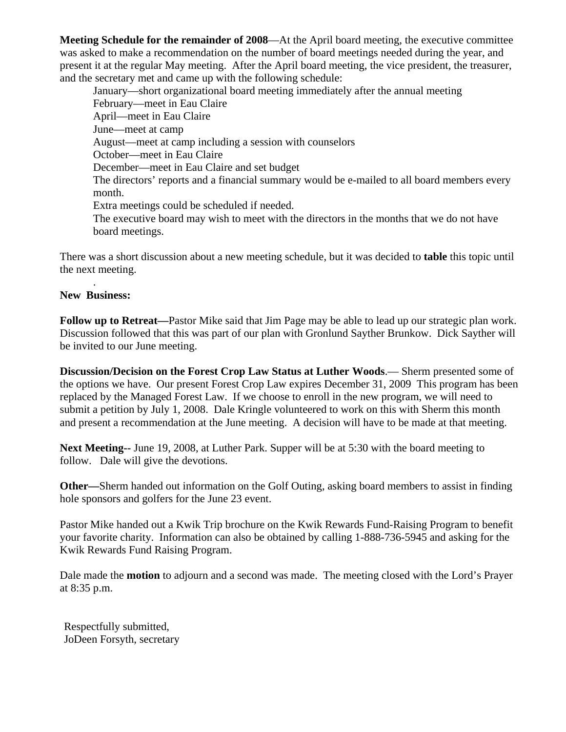**Meeting Schedule for the remainder of 2008**—At the April board meeting, the executive committee was asked to make a recommendation on the number of board meetings needed during the year, and present it at the regular May meeting. After the April board meeting, the vice president, the treasurer, and the secretary met and came up with the following schedule:

January—short organizational board meeting immediately after the annual meeting
February—meet in Eau Claire
April—meet in Eau Claire
June—meet at camp
August—meet at camp including a session with counselors
October—meet in Eau Claire
December—meet in Eau Claire and set budget
The directors' reports and a financial summary would be e-mailed to all board members every month.
Extra meetings could be scheduled if needed.
The executive board may wish to meet with the directors in the months that we do not have board meetings.

There was a short discussion about a new meeting schedule, but it was decided to **table** this topic until the next meeting.

**New Business:**

**Follow up to Retreat—**Pastor Mike said that Jim Page may be able to lead up our strategic plan work. Discussion followed that this was part of our plan with Gronlund Sayther Brunkow. Dick Sayther will be invited to our June meeting.

**Discussion/Decision on the Forest Crop Law Status at Luther Woods**.— Sherm presented some of the options we have. Our present Forest Crop Law expires December 31, 2009 This program has been replaced by the Managed Forest Law. If we choose to enroll in the new program, we will need to submit a petition by July 1, 2008. Dale Kringle volunteered to work on this with Sherm this month and present a recommendation at the June meeting. A decision will have to be made at that meeting.

**Next Meeting--** June 19, 2008, at Luther Park. Supper will be at 5:30 with the board meeting to follow. Dale will give the devotions.

**Other—**Sherm handed out information on the Golf Outing, asking board members to assist in finding hole sponsors and golfers for the June 23 event.

Pastor Mike handed out a Kwik Trip brochure on the Kwik Rewards Fund-Raising Program to benefit your favorite charity. Information can also be obtained by calling 1-888-736-5945 and asking for the Kwik Rewards Fund Raising Program.

Dale made the **motion** to adjourn and a second was made. The meeting closed with the Lord's Prayer at 8:35 p.m.

Respectfully submitted,
JoDeen Forsyth, secretary